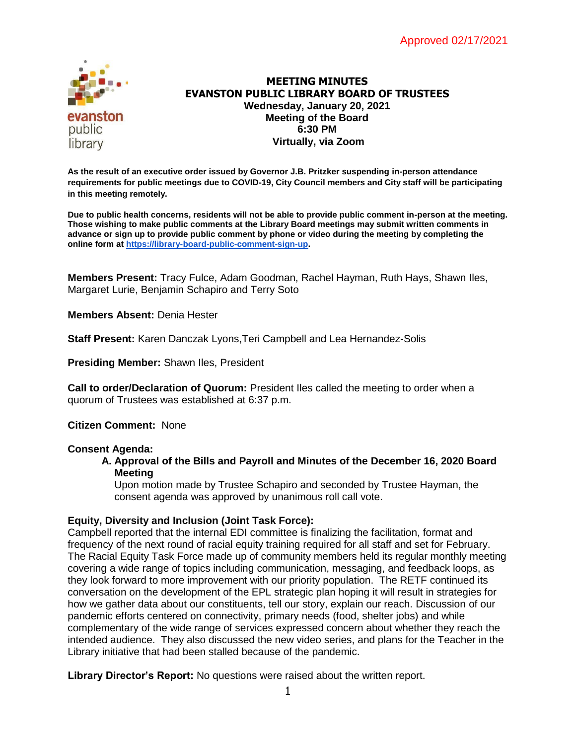Approved 02/17/2021

# MEETING MINUTES
# EVANSTON PUBLIC LIBRARY BOARD OF TRUSTEES

**Wednesday, January 20, 2021**
**Meeting of the Board**
**6:30 PM**
**Virtually, via Zoom**

**As the result of an executive order issued by Governor J.B. Pritzker suspending in-person attendance requirements for public meetings due to COVID-19, City Council members and City staff will be participating in this meeting remotely.**

**Due to public health concerns, residents will not be able to provide public comment in-person at the meeting. Those wishing to make public comments at the Library Board meetings may submit written comments in advance or sign up to provide public comment by phone or video during the meeting by completing the online form at [https://library-board-public-comment-sign-up](https://library-board-public-comment-sign-up).**

**Members Present:** Tracy Fulce, Adam Goodman, Rachel Hayman, Ruth Hays, Shawn Iles, Margaret Lurie, Benjamin Schapiro and Terry Soto

**Members Absent:** Denia Hester

**Staff Present:** Karen Danczak Lyons,Teri Campbell and Lea Hernandez-Solis

**Presiding Member:** Shawn Iles, President

**Call to order/Declaration of Quorum:** President Iles called the meeting to order when a quorum of Trustees was established at 6:37 p.m.

**Citizen Comment:** None

**Consent Agenda:**

A. **Approval of the Bills and Payroll and Minutes of the December 16, 2020 Board Meeting**
Upon motion made by Trustee Schapiro and seconded by Trustee Hayman, the consent agenda was approved by unanimous roll call vote.

**Equity, Diversity and Inclusion (Joint Task Force):**
Campbell reported that the internal EDI committee is finalizing the facilitation, format and frequency of the next round of racial equity training required for all staff and set for February. The Racial Equity Task Force made up of community members held its regular monthly meeting covering a wide range of topics including communication, messaging, and feedback loops, as they look forward to more improvement with our priority population. The RETF continued its conversation on the development of the EPL strategic plan hoping it will result in strategies for how we gather data about our constituents, tell our story, explain our reach. Discussion of our pandemic efforts centered on connectivity, primary needs (food, shelter jobs) and while complementary of the wide range of services expressed concern about whether they reach the intended audience. They also discussed the new video series, and plans for the Teacher in the Library initiative that had been stalled because of the pandemic.

**Library Director's Report:** No questions were raised about the written report.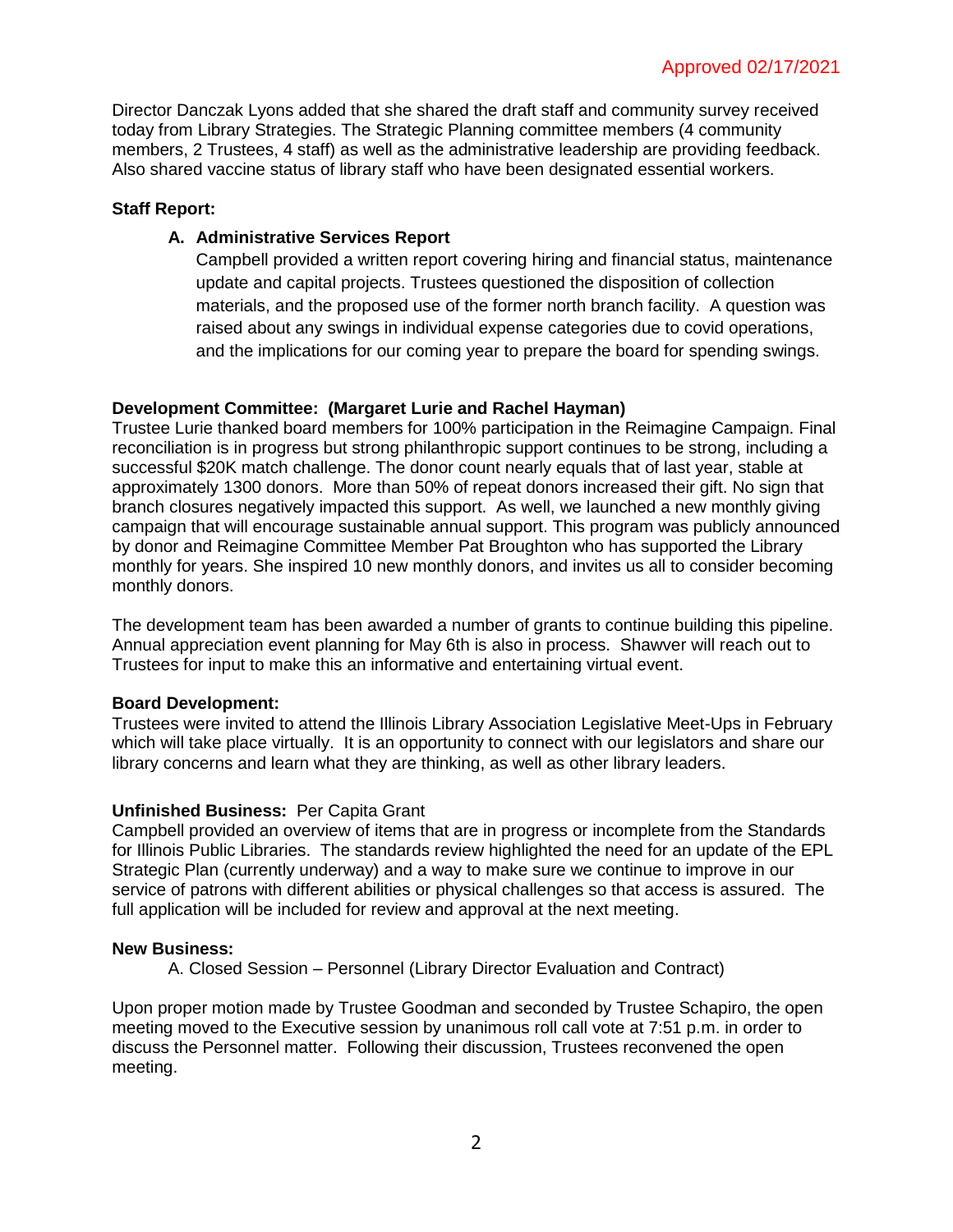Approved 02/17/2021

Director Danczak Lyons added that she shared the draft staff and community survey received today from Library Strategies. The Strategic Planning committee members (4 community members, 2 Trustees, 4 staff) as well as the administrative leadership are providing feedback. Also shared vaccine status of library staff who have been designated essential workers.

**Staff Report:**

**A. Administrative Services Report**

Campbell provided a written report covering hiring and financial status, maintenance update and capital projects. Trustees questioned the disposition of collection materials, and the proposed use of the former north branch facility. A question was raised about any swings in individual expense categories due to covid operations, and the implications for our coming year to prepare the board for spending swings.

**Development Committee: (Margaret Lurie and Rachel Hayman)**

Trustee Lurie thanked board members for 100% participation in the Reimagine Campaign. Final reconciliation is in progress but strong philanthropic support continues to be strong, including a successful $20K match challenge. The donor count nearly equals that of last year, stable at approximately 1300 donors. More than 50% of repeat donors increased their gift. No sign that branch closures negatively impacted this support. As well, we launched a new monthly giving campaign that will encourage sustainable annual support. This program was publicly announced by donor and Reimagine Committee Member Pat Broughton who has supported the Library monthly for years. She inspired 10 new monthly donors, and invites us all to consider becoming monthly donors.

The development team has been awarded a number of grants to continue building this pipeline. Annual appreciation event planning for May 6th is also in process. Shawver will reach out to Trustees for input to make this an informative and entertaining virtual event.

**Board Development:**

Trustees were invited to attend the Illinois Library Association Legislative Meet-Ups in February which will take place virtually. It is an opportunity to connect with our legislators and share our library concerns and learn what they are thinking, as well as other library leaders.

**Unfinished Business:** Per Capita Grant

Campbell provided an overview of items that are in progress or incomplete from the Standards for Illinois Public Libraries. The standards review highlighted the need for an update of the EPL Strategic Plan (currently underway) and a way to make sure we continue to improve in our service of patrons with different abilities or physical challenges so that access is assured. The full application will be included for review and approval at the next meeting.

**New Business:**

A. Closed Session – Personnel (Library Director Evaluation and Contract)

Upon proper motion made by Trustee Goodman and seconded by Trustee Schapiro, the open meeting moved to the Executive session by unanimous roll call vote at 7:51 p.m. in order to discuss the Personnel matter. Following their discussion, Trustees reconvened the open meeting.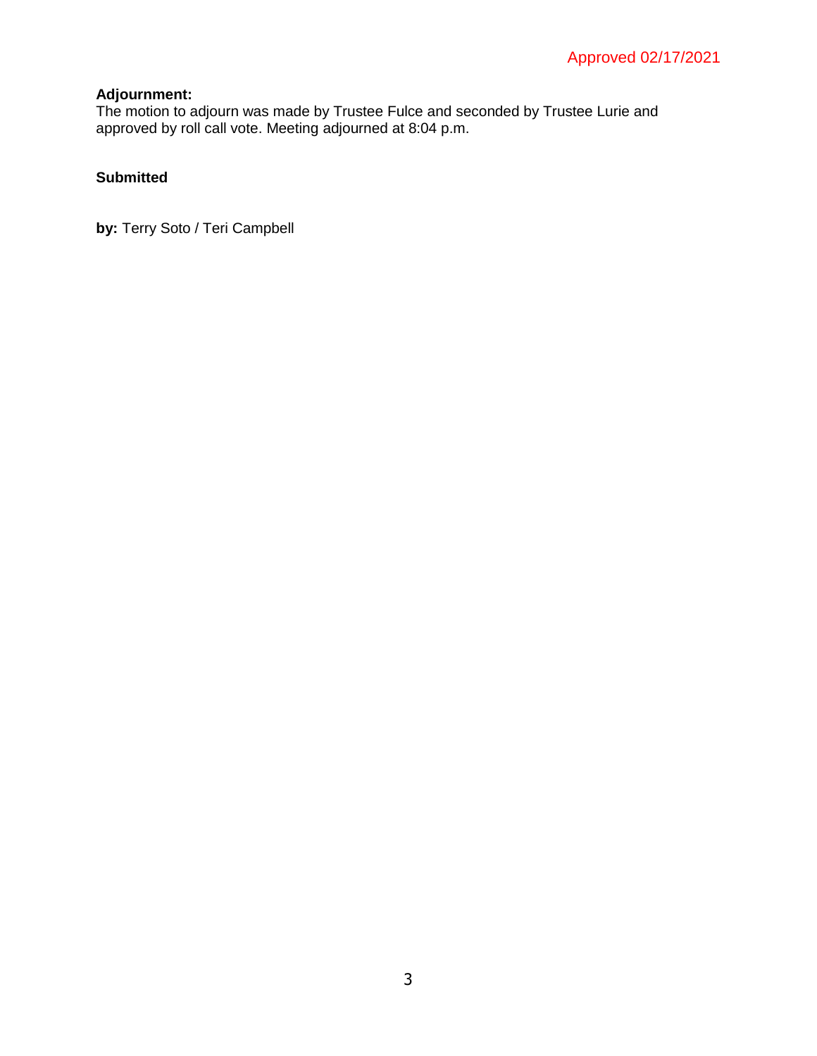Approved 02/17/2021

**Adjournment:**
The motion to adjourn was made by Trustee Fulce and seconded by Trustee Lurie and approved by roll call vote. Meeting adjourned at 8:04 p.m.

**Submitted**

**by:** Terry Soto / Teri Campbell